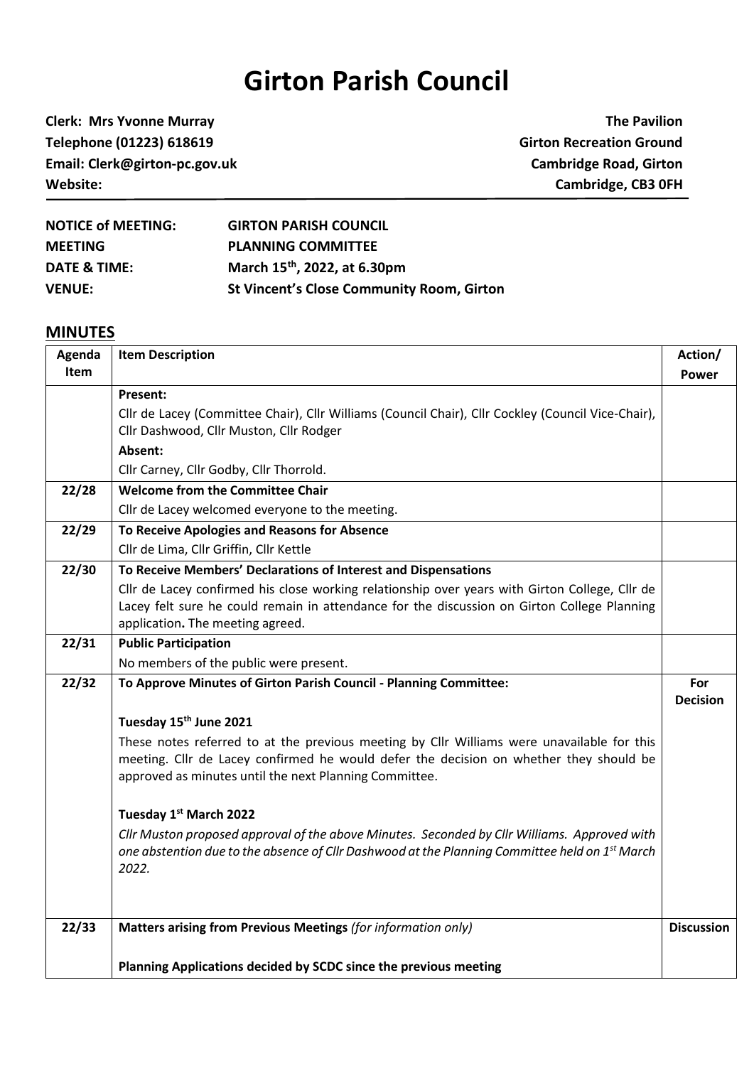# Girton Parish Council

**Clerk: Mrs Yvonne Murray**
**Telephone (01223) 618619**
**Email: Clerk@girton-pc.gov.uk**
**Website:**

**The Pavilion**
**Girton Recreation Ground**
**Cambridge Road, Girton**
**Cambridge, CB3 0FH**

| | |
|---|---|
| **NOTICE of MEETING:** | **GIRTON PARISH COUNCIL** |
| **MEETING** | **PLANNING COMMITTEE** |
| **DATE & TIME:** | **March 15th, 2022, at 6.30pm** |
| **VENUE:** | **St Vincent's Close Community Room, Girton** |

## MINUTES

| Agenda Item | Item Description | Action/ Power |
|---|---|---|
| | **Present:**<br>Cllr de Lacey (Committee Chair), Cllr Williams (Council Chair), Cllr Cockley (Council Vice-Chair), Cllr Dashwood, Cllr Muston, Cllr Rodger<br>**Absent:**<br>Cllr Carney, Cllr Godby, Cllr Thorrold. | |
| **22/28** | **Welcome from the Committee Chair**<br>Cllr de Lacey welcomed everyone to the meeting. | |
| **22/29** | **To Receive Apologies and Reasons for Absence**<br>Cllr de Lima, Cllr Griffin, Cllr Kettle | |
| **22/30** | **To Receive Members' Declarations of Interest and Dispensations**<br>Cllr de Lacey confirmed his close working relationship over years with Girton College, Cllr de Lacey felt sure he could remain in attendance for the discussion on Girton College Planning application**.** The meeting agreed. | |
| **22/31** | **Public Participation**<br>No members of the public were present. | |
| **22/32** | **To Approve Minutes of Girton Parish Council - Planning Committee:**<br><br>**Tuesday 15th June 2021**<br>These notes referred to at the previous meeting by Cllr Williams were unavailable for this meeting. Cllr de Lacey confirmed he would defer the decision on whether they should be approved as minutes until the next Planning Committee.<br><br>**Tuesday 1st March 2022**<br>*Cllr Muston proposed approval of the above Minutes. Seconded by Cllr Williams. Approved with one abstention due to the absence of Cllr Dashwood at the Planning Committee held on 1st March 2022.* | **For Decision** |
| **22/33** | **Matters arising from Previous Meetings** *(for information only)*<br><br>**Planning Applications decided by SCDC since the previous meeting** | **Discussion** |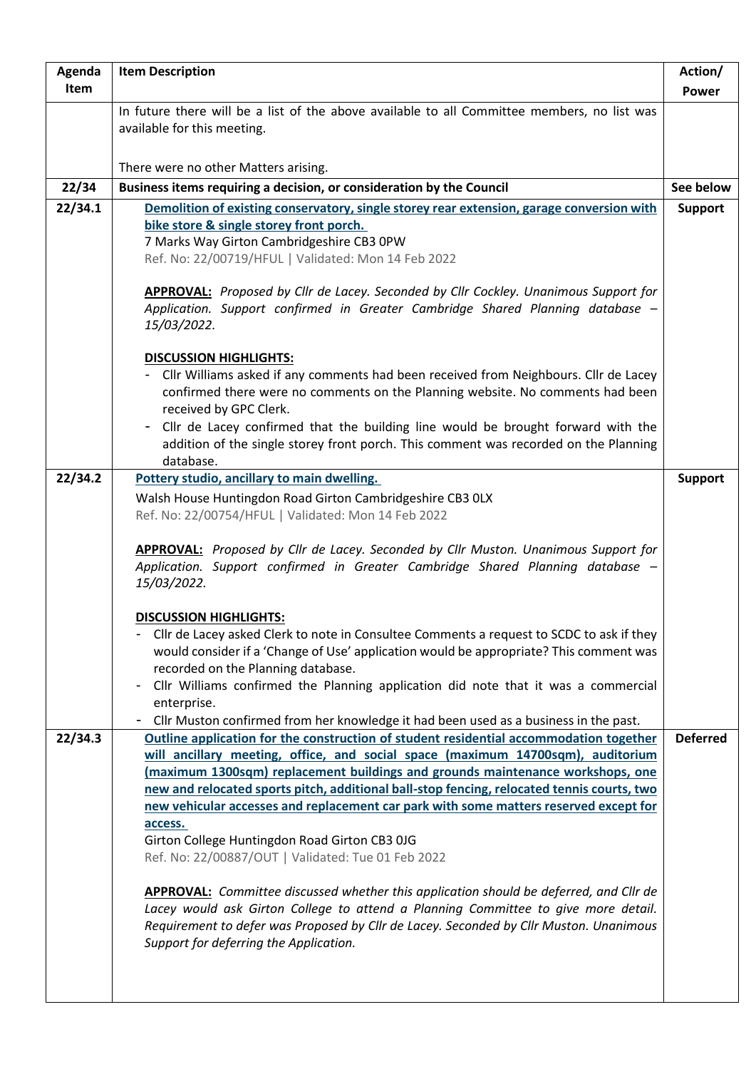| Agenda Item | Item Description | Action/ Power |
|---|---|---|
| | In future there will be a list of the above available to all Committee members, no list was available for this meeting.<br><br>There were no other Matters arising. | |
| **22/34** | **Business items requiring a decision, or consideration by the Council** | **See below** |
| **22/34.1** | **Demolition of existing conservatory, single storey rear extension, garage conversion with bike store & single storey front porch.**<br>7 Marks Way Girton Cambridgeshire CB3 0PW<br>Ref. No: 22/00719/HFUL \| Validated: Mon 14 Feb 2022<br><br>**APPROVAL:** *Proposed by Cllr de Lacey. Seconded by Cllr Cockley. Unanimous Support for Application. Support confirmed in Greater Cambridge Shared Planning database – 15/03/2022.*<br><br>**DISCUSSION HIGHLIGHTS:**<br>- Cllr Williams asked if any comments had been received from Neighbours. Cllr de Lacey confirmed there were no comments on the Planning website. No comments had been received by GPC Clerk.<br>- Cllr de Lacey confirmed that the building line would be brought forward with the addition of the single storey front porch. This comment was recorded on the Planning database. | **Support** |
| **22/34.2** | **Pottery studio, ancillary to main dwelling.**<br>Walsh House Huntingdon Road Girton Cambridgeshire CB3 0LX<br>Ref. No: 22/00754/HFUL \| Validated: Mon 14 Feb 2022<br><br>**APPROVAL:** *Proposed by Cllr de Lacey. Seconded by Cllr Muston. Unanimous Support for Application. Support confirmed in Greater Cambridge Shared Planning database – 15/03/2022.*<br><br>**DISCUSSION HIGHLIGHTS:**<br>- Cllr de Lacey asked Clerk to note in Consultee Comments a request to SCDC to ask if they would consider if a 'Change of Use' application would be appropriate? This comment was recorded on the Planning database.<br>- Cllr Williams confirmed the Planning application did note that it was a commercial enterprise.<br>- Cllr Muston confirmed from her knowledge it had been used as a business in the past. | **Support** |
| **22/34.3** | **Outline application for the construction of student residential accommodation together will ancillary meeting, office, and social space (maximum 14700sqm), auditorium (maximum 1300sqm) replacement buildings and grounds maintenance workshops, one new and relocated sports pitch, additional ball-stop fencing, relocated tennis courts, two new vehicular accesses and replacement car park with some matters reserved except for access.**<br>Girton College Huntingdon Road Girton CB3 0JG<br>Ref. No: 22/00887/OUT \| Validated: Tue 01 Feb 2022<br><br>**APPROVAL:** *Committee discussed whether this application should be deferred, and Cllr de Lacey would ask Girton College to attend a Planning Committee to give more detail. Requirement to defer was Proposed by Cllr de Lacey. Seconded by Cllr Muston. Unanimous Support for deferring the Application.* | **Deferred** |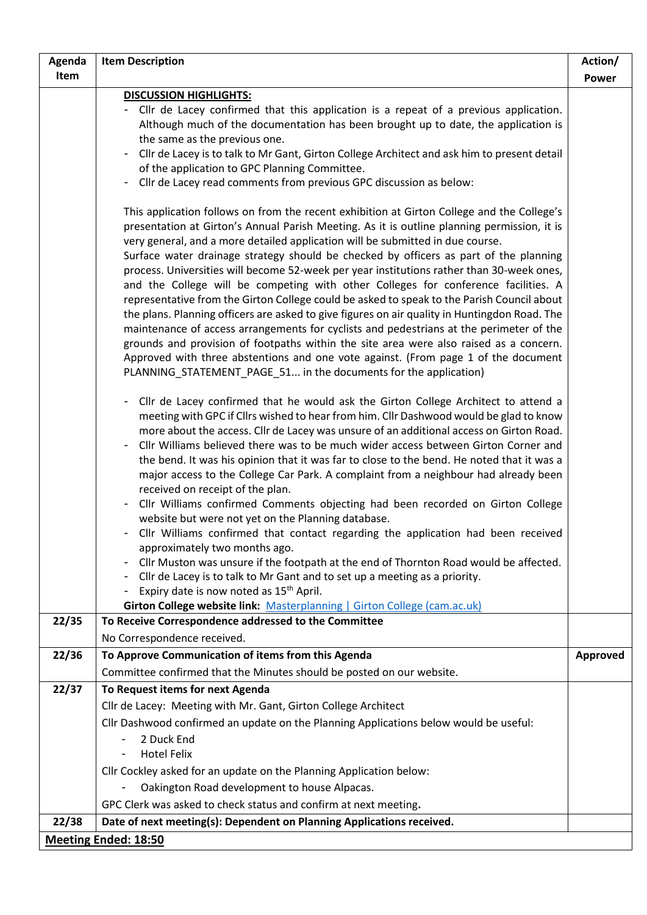| Agenda Item | Item Description | Action/ Power |
|---|---|---|
| | **DISCUSSION HIGHLIGHTS:**<br>- Cllr de Lacey confirmed that this application is a repeat of a previous application. Although much of the documentation has been brought up to date, the application is the same as the previous one.<br>- Cllr de Lacey is to talk to Mr Gant, Girton College Architect and ask him to present detail of the application to GPC Planning Committee.<br>- Cllr de Lacey read comments from previous GPC discussion as below:<br><br>This application follows on from the recent exhibition at Girton College and the College's presentation at Girton's Annual Parish Meeting. As it is outline planning permission, it is very general, and a more detailed application will be submitted in due course.<br>Surface water drainage strategy should be checked by officers as part of the planning process. Universities will become 52-week per year institutions rather than 30-week ones, and the College will be competing with other Colleges for conference facilities. A representative from the Girton College could be asked to speak to the Parish Council about the plans. Planning officers are asked to give figures on air quality in Huntingdon Road. The maintenance of access arrangements for cyclists and pedestrians at the perimeter of the grounds and provision of footpaths within the site area were also raised as a concern. Approved with three abstentions and one vote against. (From page 1 of the document PLANNING_STATEMENT_PAGE_51... in the documents for the application)<br><br>- Cllr de Lacey confirmed that he would ask the Girton College Architect to attend a meeting with GPC if Cllrs wished to hear from him. Cllr Dashwood would be glad to know more about the access. Cllr de Lacey was unsure of an additional access on Girton Road.<br>- Cllr Williams believed there was to be much wider access between Girton Corner and the bend. It was his opinion that it was far to close to the bend. He noted that it was a major access to the College Car Park. A complaint from a neighbour had already been received on receipt of the plan.<br>- Cllr Williams confirmed Comments objecting had been recorded on Girton College website but were not yet on the Planning database.<br>- Cllr Williams confirmed that contact regarding the application had been received approximately two months ago.<br>- Cllr Muston was unsure if the footpath at the end of Thornton Road would be affected.<br>- Cllr de Lacey is to talk to Mr Gant and to set up a meeting as a priority.<br>- Expiry date is now noted as 15th April.<br>**Girton College website link:** [Masterplanning \| Girton College (cam.ac.uk)](Masterplanning) | |
| **22/35** | **To Receive Correspondence addressed to the Committee**<br>No Correspondence received. | |
| **22/36** | **To Approve Communication of items from this Agenda**<br>Committee confirmed that the Minutes should be posted on our website. | **Approved** |
| **22/37** | **To Request items for next Agenda**<br>Cllr de Lacey: Meeting with Mr. Gant, Girton College Architect<br>Cllr Dashwood confirmed an update on the Planning Applications below would be useful:<br>- 2 Duck End<br>- Hotel Felix<br>Cllr Cockley asked for an update on the Planning Application below:<br>- Oakington Road development to house Alpacas.<br>GPC Clerk was asked to check status and confirm at next meeting**.** | |
| **22/38** | **Date of next meeting(s): Dependent on Planning Applications received.** | |
| **Meeting Ended: 18:50** | | |